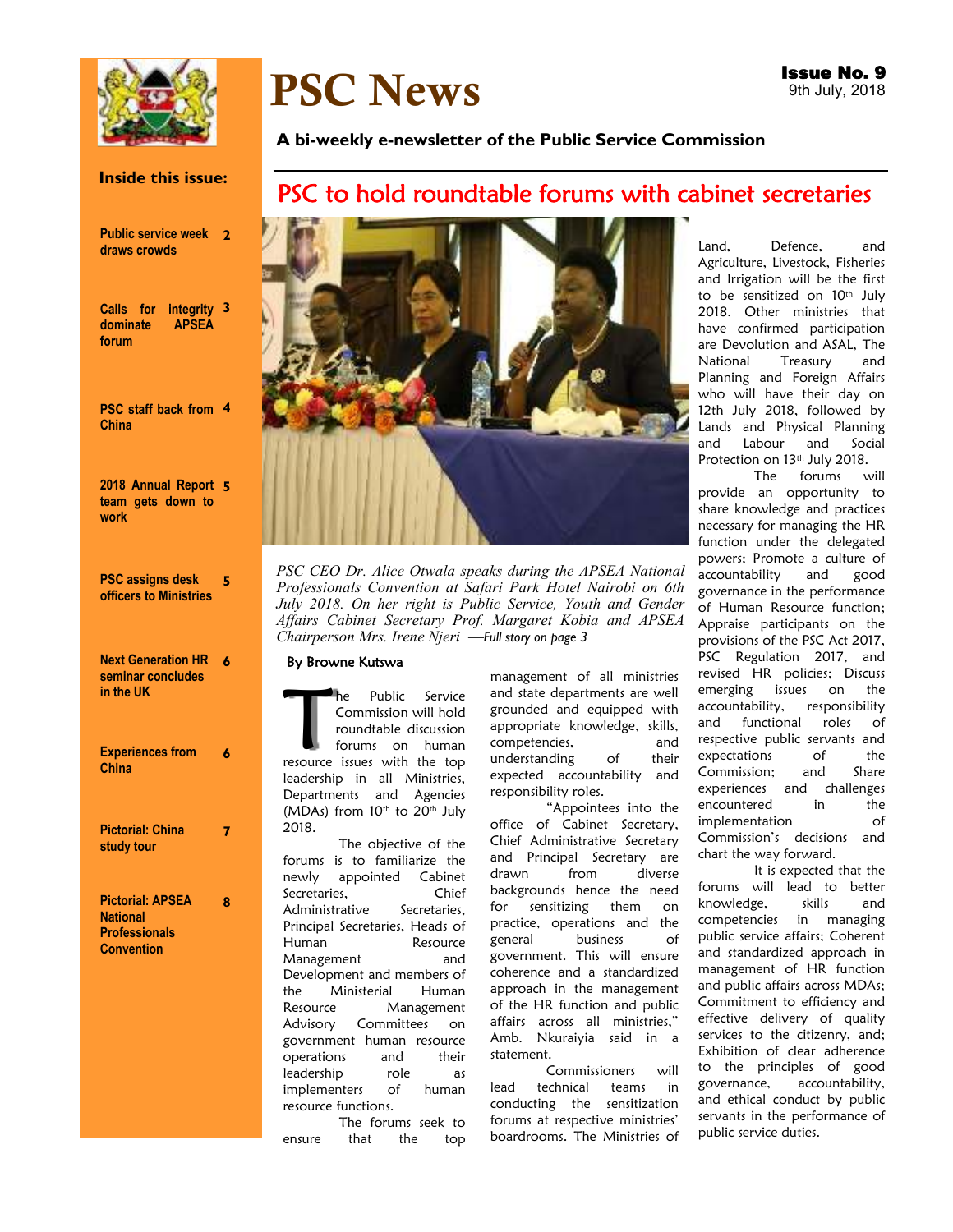# PSC News

**Issue No. 9**
9th July, 2018

**A bi-weekly e-newsletter of the Public Service Commission**

**Inside this issue:**

| | |
|---|---|
| Public service week draws crowds | 2 |
| Calls for integrity dominate APSEA forum | 3 |
| PSC staff back from China | 4 |
| 2018 Annual Report team gets down to work | 5 |
| PSC assigns desk officers to Ministries | 5 |
| Next Generation HR seminar concludes in the UK | 6 |
| Experiences from China | 6 |
| Pictorial: China study tour | 7 |
| Pictorial: APSEA National Professionals Convention | 8 |

## PSC to hold roundtable forums with cabinet secretaries

*PSC CEO Dr. Alice Otwala speaks during the APSEA National Professionals Convention at Safari Park Hotel Nairobi on 6th July 2018. On her right is Public Service, Youth and Gender Affairs Cabinet Secretary Prof. Margaret Kobia and APSEA Chairperson Mrs. Irene Njeri —Full story on page 3*

**By Browne Kutswa**

The Public Service Commission will hold roundtable discussion forums on human resource issues with the top leadership in all Ministries, Departments and Agencies (MDAs) from 10th to 20th July 2018.

The objective of the forums is to familiarize the newly appointed Cabinet Secretaries, Chief Administrative Secretaries, Principal Secretaries, Heads of Human Resource Management and Development and members of the Ministerial Human Resource Management Advisory Committees on government human resource operations and their leadership role as implementers of human resource functions.

The forums seek to ensure that the top management of all ministries and state departments are well grounded and equipped with appropriate knowledge, skills, competencies, and understanding of their expected accountability and responsibility roles.

"Appointees into the office of Cabinet Secretary, Chief Administrative Secretary and Principal Secretary are drawn from diverse backgrounds hence the need for sensitizing them on practice, operations and the general business of government. This will ensure coherence and a standardized approach in the management of the HR function and public affairs across all ministries," Amb. Nkuraiyia said in a statement.

Commissioners will lead technical teams in conducting the sensitization forums at respective ministries' boardrooms. The Ministries of Land, Defence, and Agriculture, Livestock, Fisheries and Irrigation will be the first to be sensitized on 10th July 2018. Other ministries that have confirmed participation are Devolution and ASAL, The National Treasury and Planning and Foreign Affairs who will have their day on 12th July 2018, followed by Lands and Physical Planning and Labour and Social Protection on 13th July 2018.

The forums will provide an opportunity to share knowledge and practices necessary for managing the HR function under the delegated powers; Promote a culture of accountability and good governance in the performance of Human Resource function; Appraise participants on the provisions of the PSC Act 2017, PSC Regulation 2017, and revised HR policies; Discuss emerging issues on the accountability, responsibility and functional roles of respective public servants and expectations of the Commission; and Share experiences and challenges encountered in the implementation of Commission's decisions and chart the way forward.

It is expected that the forums will lead to better knowledge, skills and competencies in managing public service affairs; Coherent and standardized approach in management of HR function and public affairs across MDAs; Commitment to efficiency and effective delivery of quality services to the citizenry, and; Exhibition of clear adherence to the principles of good governance, accountability, and ethical conduct by public servants in the performance of public service duties.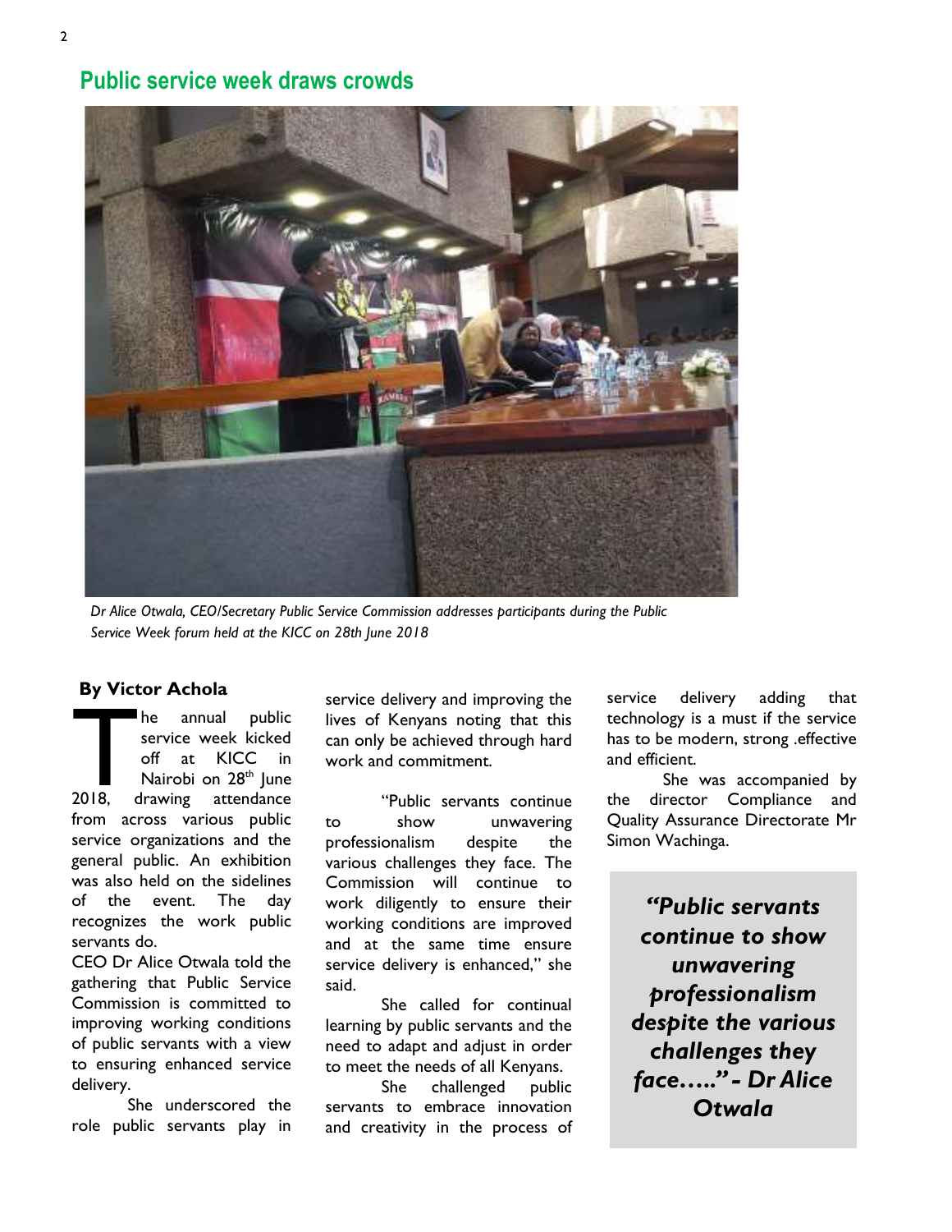## Public service week draws crowds

*Dr Alice Otwala, CEO/Secretary Public Service Commission addresses participants during the Public Service Week forum held at the KICC on 28th June 2018*

**By Victor Achola**

The annual public service week kicked off at KICC in Nairobi on 28th June 2018, drawing attendance from across various public service organizations and the general public. An exhibition was also held on the sidelines of the event. The day recognizes the work public servants do.

CEO Dr Alice Otwala told the gathering that Public Service Commission is committed to improving working conditions of public servants with a view to ensuring enhanced service delivery.

She underscored the role public servants play in service delivery and improving the lives of Kenyans noting that this can only be achieved through hard work and commitment.

"Public servants continue to show unwavering professionalism despite the various challenges they face. The Commission will continue to work diligently to ensure their working conditions are improved and at the same time ensure service delivery is enhanced," she said.

She called for continual learning by public servants and the need to adapt and adjust in order to meet the needs of all Kenyans.

She challenged public servants to embrace innovation and creativity in the process of service delivery adding that technology is a must if the service has to be modern, strong .effective and efficient.

She was accompanied by the director Compliance and Quality Assurance Directorate Mr Simon Wachinga.

> ***"Public servants continue to show unwavering professionalism despite the various challenges they face….." - Dr Alice Otwala***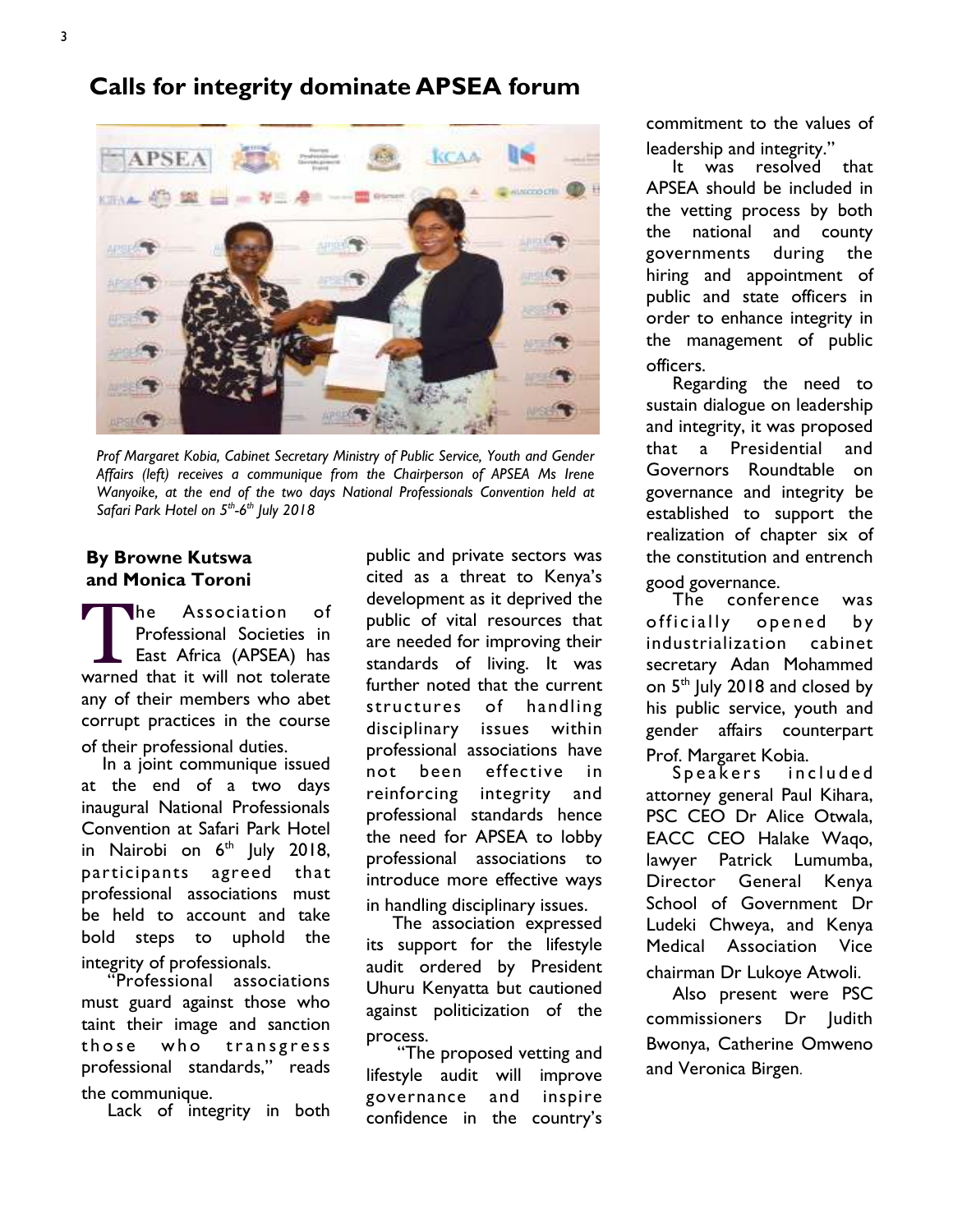# Calls for integrity dominate APSEA forum

*Prof Margaret Kobia, Cabinet Secretary Ministry of Public Service, Youth and Gender Affairs (left) receives a communique from the Chairperson of APSEA Ms Irene Wanyoike, at the end of the two days National Professionals Convention held at Safari Park Hotel on 5th-6th July 2018*

**By Browne Kutswa and Monica Toroni**

The Association of Professional Societies in East Africa (APSEA) has warned that it will not tolerate any of their members who abet corrupt practices in the course of their professional duties.

In a joint communique issued at the end of a two days inaugural National Professionals Convention at Safari Park Hotel in Nairobi on 6th July 2018, participants agreed that professional associations must be held to account and take bold steps to uphold the integrity of professionals.

"Professional associations must guard against those who taint their image and sanction those who transgress professional standards," reads the communique.

Lack of integrity in both public and private sectors was cited as a threat to Kenya's development as it deprived the public of vital resources that are needed for improving their standards of living. It was further noted that the current structures of handling disciplinary issues within professional associations have not been effective in reinforcing integrity and professional standards hence the need for APSEA to lobby professional associations to introduce more effective ways in handling disciplinary issues.

The association expressed its support for the lifestyle audit ordered by President Uhuru Kenyatta but cautioned against politicization of the process.

"The proposed vetting and lifestyle audit will improve governance and inspire confidence in the country's commitment to the values of leadership and integrity."

It was resolved that APSEA should be included in the vetting process by both the national and county governments during the hiring and appointment of public and state officers in order to enhance integrity in the management of public officers.

Regarding the need to sustain dialogue on leadership and integrity, it was proposed that a Presidential and Governors Roundtable on governance and integrity be established to support the realization of chapter six of the constitution and entrench good governance.

The conference was officially opened by industrialization cabinet secretary Adan Mohammed on 5th July 2018 and closed by his public service, youth and gender affairs counterpart Prof. Margaret Kobia.

Speakers included attorney general Paul Kihara, PSC CEO Dr Alice Otwala, EACC CEO Halake Waqo, lawyer Patrick Lumumba, Director General Kenya School of Government Dr Ludeki Chweya, and Kenya Medical Association Vice chairman Dr Lukoye Atwoli.

Also present were PSC commissioners Dr Judith Bwonya, Catherine Omweno and Veronica Birgen.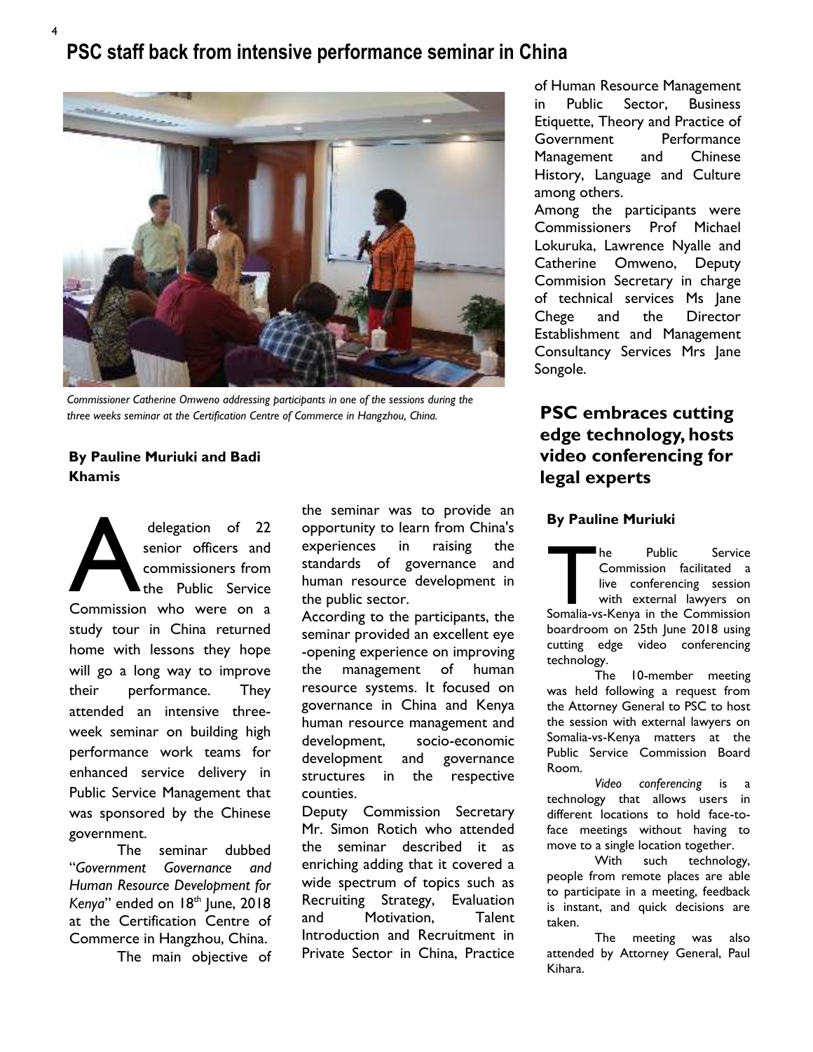# PSC staff back from intensive performance seminar in China

*Commissioner Catherine Omweno addressing participants in one of the sessions during the three weeks seminar at the Certification Centre of Commerce in Hangzhou, China.*

**By Pauline Muriuki and Badi Khamis**

A delegation of 22 senior officers and commissioners from the Public Service Commission who were on a study tour in China returned home with lessons they hope will go a long way to improve their performance. They attended an intensive three-week seminar on building high performance work teams for enhanced service delivery in Public Service Management that was sponsored by the Chinese government.

The seminar dubbed "*Government Governance and Human Resource Development for Kenya*" ended on 18th June, 2018 at the Certification Centre of Commerce in Hangzhou, China.

The main objective of the seminar was to provide an opportunity to learn from China's experiences in raising the standards of governance and human resource development in the public sector.

According to the participants, the seminar provided an excellent eye-opening experience on improving the management of human resource systems. It focused on governance in China and Kenya human resource management and development, socio-economic development and governance structures in the respective counties.

Deputy Commission Secretary Mr. Simon Rotich who attended the seminar described it as enriching adding that it covered a wide spectrum of topics such as Recruiting Strategy, Evaluation and Motivation, Talent Introduction and Recruitment in Private Sector in China, Practice of Human Resource Management in Public Sector, Business Etiquette, Theory and Practice of Government Performance Management and Chinese History, Language and Culture among others.

Among the participants were Commissioners Prof Michael Lokuruka, Lawrence Nyalle and Catherine Omweno, Deputy Commision Secretary in charge of technical services Ms Jane Chege and the Director Establishment and Management Consultancy Services Mrs Jane Songole.

## PSC embraces cutting edge technology, hosts video conferencing for legal experts

**By Pauline Muriuki**

The Public Service Commission facilitated a live conferencing session with external lawyers on Somalia-vs-Kenya in the Commission boardroom on 25th June 2018 using cutting edge video conferencing technology.

The 10-member meeting was held following a request from the Attorney General to PSC to host the session with external lawyers on Somalia-vs-Kenya matters at the Public Service Commission Board Room.

*Video conferencing* is a technology that allows users in different locations to hold face-to-face meetings without having to move to a single location together.

With such technology, people from remote places are able to participate in a meeting, feedback is instant, and quick decisions are taken.

The meeting was also attended by Attorney General, Paul Kihara.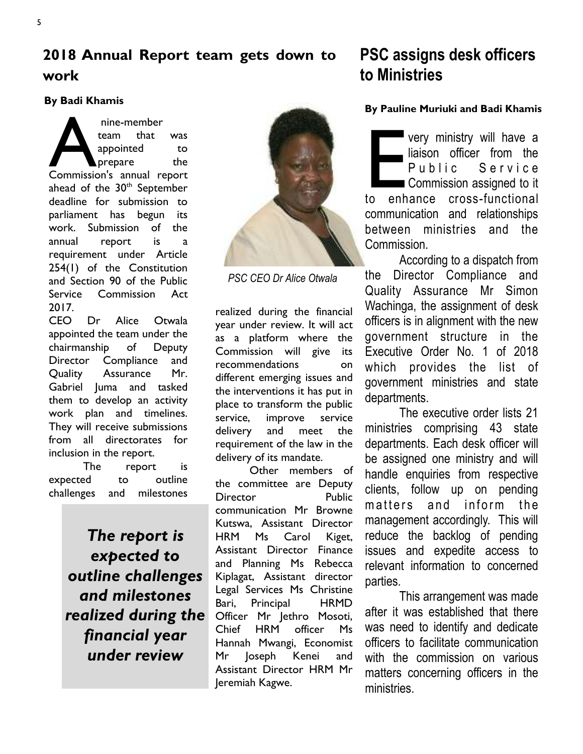## 2018 Annual Report team gets down to work

**By Badi Khamis**

A nine-member team that was appointed to prepare the Commission's annual report ahead of the 30th September deadline for submission to parliament has begun its work. Submission of the annual report is a requirement under Article 254(1) of the Constitution and Section 90 of the Public Service Commission Act 2017.

CEO Dr Alice Otwala appointed the team under the chairmanship of Deputy Director Compliance and Quality Assurance Mr. Gabriel Juma and tasked them to develop an activity work plan and timelines. They will receive submissions from all directorates for inclusion in the report.

The report is expected to outline challenges and milestones realized during the financial year under review. It will act as a platform where the Commission will give its recommendations on different emerging issues and the interventions it has put in place to transform the public service, improve service delivery and meet the requirement of the law in the delivery of its mandate.

> ***The report is expected to outline challenges and milestones realized during the financial year under review***

*PSC CEO Dr Alice Otwala*

Other members of the committee are Deputy Director Public communication Mr Browne Kutswa, Assistant Director HRM Ms Carol Kiget, Assistant Director Finance and Planning Ms Rebecca Kiplagat, Assistant director Legal Services Ms Christine Bari, Principal HRMD Officer Mr Jethro Mosoti, Chief HRM officer Ms Hannah Mwangi, Economist Mr Joseph Kenei and Assistant Director HRM Mr Jeremiah Kagwe.

## PSC assigns desk officers to Ministries

**By Pauline Muriuki and Badi Khamis**

Every ministry will have a liaison officer from the Public Service Commission assigned to it to enhance cross-functional communication and relationships between ministries and the Commission.

According to a dispatch from the Director Compliance and Quality Assurance Mr Simon Wachinga, the assignment of desk officers is in alignment with the new government structure in the Executive Order No. 1 of 2018 which provides the list of government ministries and state departments.

The executive order lists 21 ministries comprising 43 state departments. Each desk officer will be assigned one ministry and will handle enquiries from respective clients, follow up on pending matters and inform the management accordingly. This will reduce the backlog of pending issues and expedite access to relevant information to concerned parties.

This arrangement was made after it was established that there was need to identify and dedicate officers to facilitate communication with the commission on various matters concerning officers in the ministries.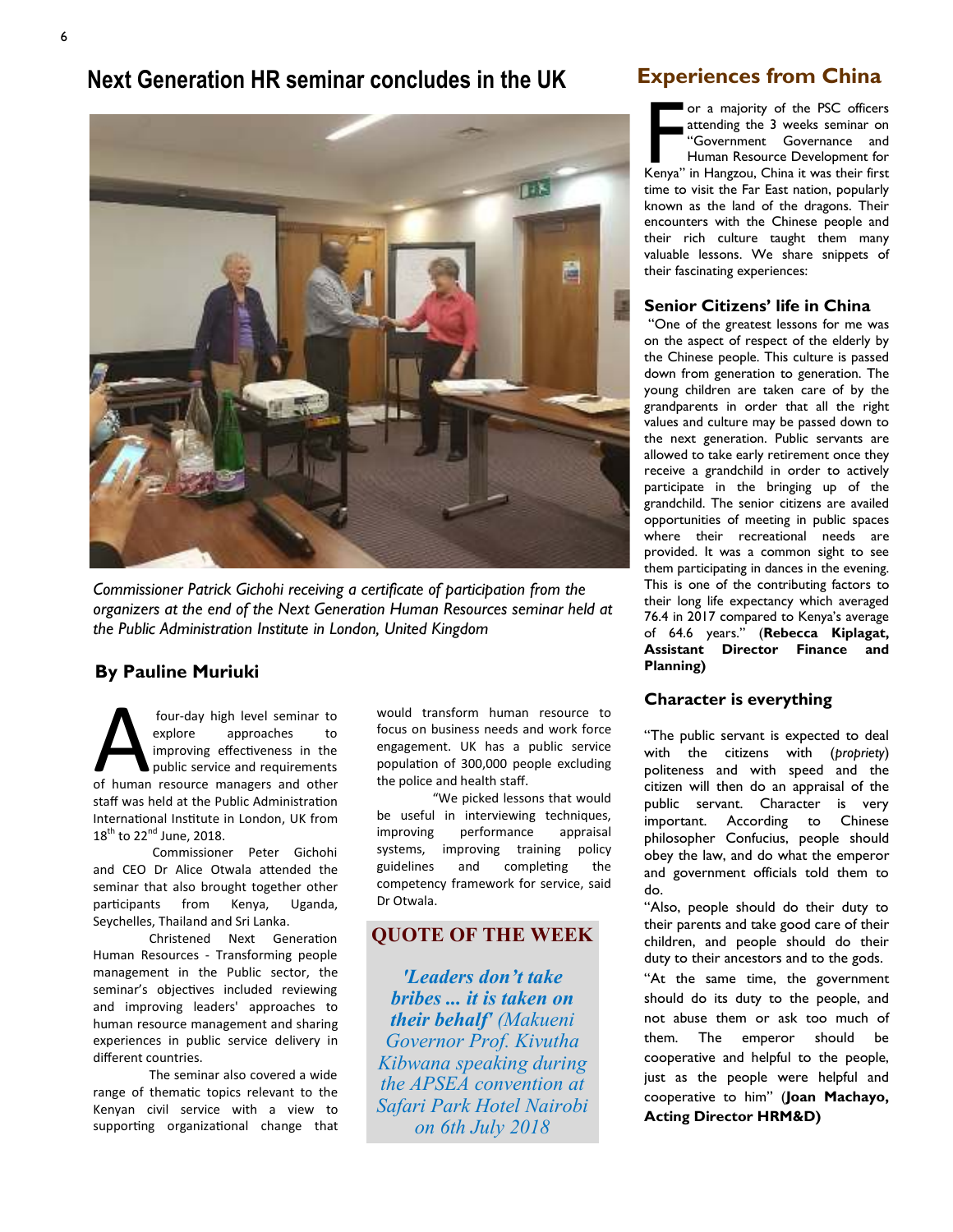# Next Generation HR seminar concludes in the UK

*Commissioner Patrick Gichohi receiving a certificate of participation from the organizers at the end of the Next Generation Human Resources seminar held at the Public Administration Institute in London, United Kingdom*

**By Pauline Muriuki**

A four-day high level seminar to explore approaches to improving effectiveness in the public service and requirements of human resource managers and other staff was held at the Public Administration International Institute in London, UK from 18th to 22nd June, 2018.

Commissioner Peter Gichohi and CEO Dr Alice Otwala attended the seminar that also brought together other participants from Kenya, Uganda, Seychelles, Thailand and Sri Lanka.

Christened Next Generation Human Resources - Transforming people management in the Public sector, the seminar's objectives included reviewing and improving leaders' approaches to human resource management and sharing experiences in public service delivery in different countries.

The seminar also covered a wide range of thematic topics relevant to the Kenyan civil service with a view to supporting organizational change that would transform human resource to focus on business needs and work force engagement. UK has a public service population of 300,000 people excluding the police and health staff.

"We picked lessons that would be useful in interviewing techniques, improving performance appraisal systems, improving training policy guidelines and completing the competency framework for service, said Dr Otwala.

## QUOTE OF THE WEEK

***'Leaders don't take bribes ... it is taken on their behalf'*** *(Makueni Governor Prof. Kivutha Kibwana speaking during the APSEA convention at Safari Park Hotel Nairobi on 6th July 2018*

# Experiences from China

For a majority of the PSC officers attending the 3 weeks seminar on "Government Governance and Human Resource Development for Kenya" in Hangzou, China it was their first time to visit the Far East nation, popularly known as the land of the dragons. Their encounters with the Chinese people and their rich culture taught them many valuable lessons. We share snippets of their fascinating experiences:

## Senior Citizens' life in China

"One of the greatest lessons for me was on the aspect of respect of the elderly by the Chinese people. This culture is passed down from generation to generation. The young children are taken care of by the grandparents in order that all the right values and culture may be passed down to the next generation. Public servants are allowed to take early retirement once they receive a grandchild in order to actively participate in the bringing up of the grandchild. The senior citizens are availed opportunities of meeting in public spaces where their recreational needs are provided. It was a common sight to see them participating in dances in the evening. This is one of the contributing factors to their long life expectancy which averaged 76.4 in 2017 compared to Kenya's average of 64.6 years." (**Rebecca Kiplagat, Assistant Director Finance and Planning)**

## Character is everything

"The public servant is expected to deal with the citizens with (*propriety*) politeness and with speed and the citizen will then do an appraisal of the public servant. Character is very important. According to Chinese philosopher Confucius, people should obey the law, and do what the emperor and government officials told them to do.

"Also, people should do their duty to their parents and take good care of their children, and people should do their duty to their ancestors and to the gods.

"At the same time, the government should do its duty to the people, and not abuse them or ask too much of them. The emperor should be cooperative and helpful to the people, just as the people were helpful and cooperative to him" (**Joan Machayo, Acting Director HRM&D)**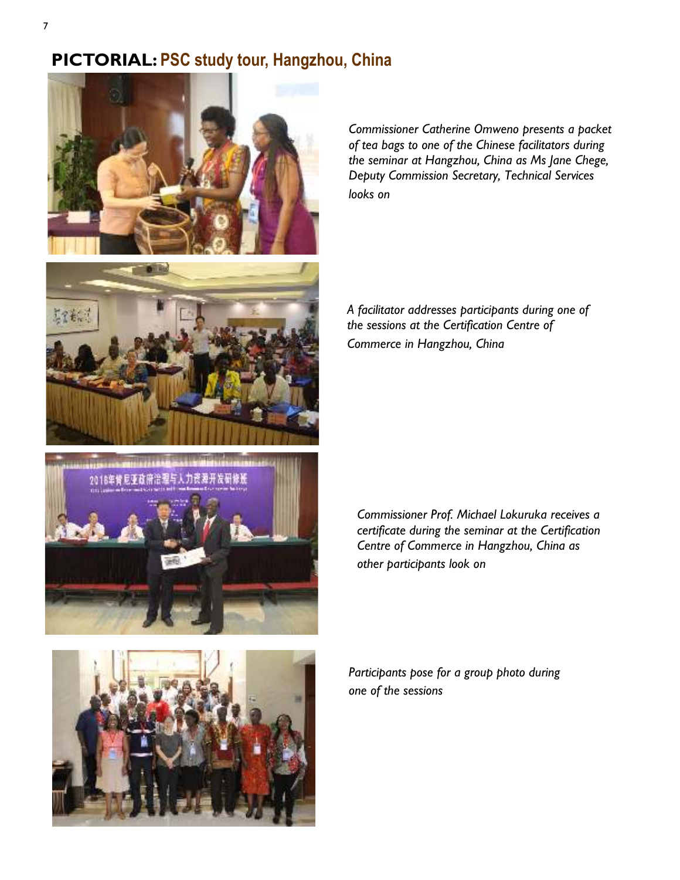# PICTORIAL: PSC study tour, Hangzhou, China

*Commissioner Catherine Omweno presents a packet of tea bags to one of the Chinese facilitators during the seminar at Hangzhou, China as Ms Jane Chege, Deputy Commission Secretary, Technical Services looks on*

*A facilitator addresses participants during one of the sessions at the Certification Centre of Commerce in Hangzhou, China*

*Commissioner Prof. Michael Lokuruka receives a certificate during the seminar at the Certification Centre of Commerce in Hangzhou, China as other participants look on*

*Participants pose for a group photo during one of the sessions*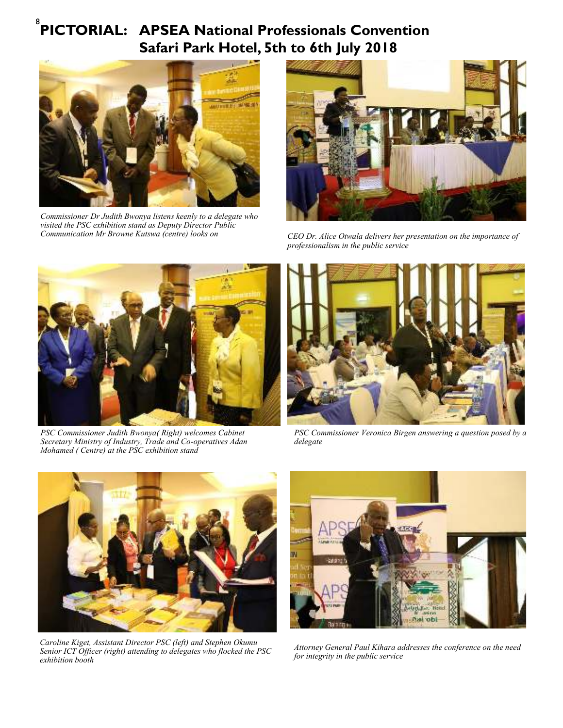# PICTORIAL: APSEA National Professionals Convention Safari Park Hotel, 5th to 6th July 2018

*Commissioner Dr Judith Bwonya listens keenly to a delegate who visited the PSC exhibition stand as Deputy Director Public Communication Mr Browne Kutswa (centre) looks on*

*CEO Dr. Alice Otwala delivers her presentation on the importance of professionalism in the public service*

*PSC Commissioner Judith Bwonya( Right) welcomes Cabinet Secretary Ministry of Industry, Trade and Co-operatives Adan Mohamed ( Centre) at the PSC exhibition stand*

*PSC Commissioner Veronica Birgen answering a question posed by a delegate*

*Caroline Kiget, Assistant Director PSC (left) and Stephen Okumu Senior ICT Officer (right) attending to delegates who flocked the PSC exhibition booth*

*Attorney General Paul Kihara addresses the conference on the need for integrity in the public service*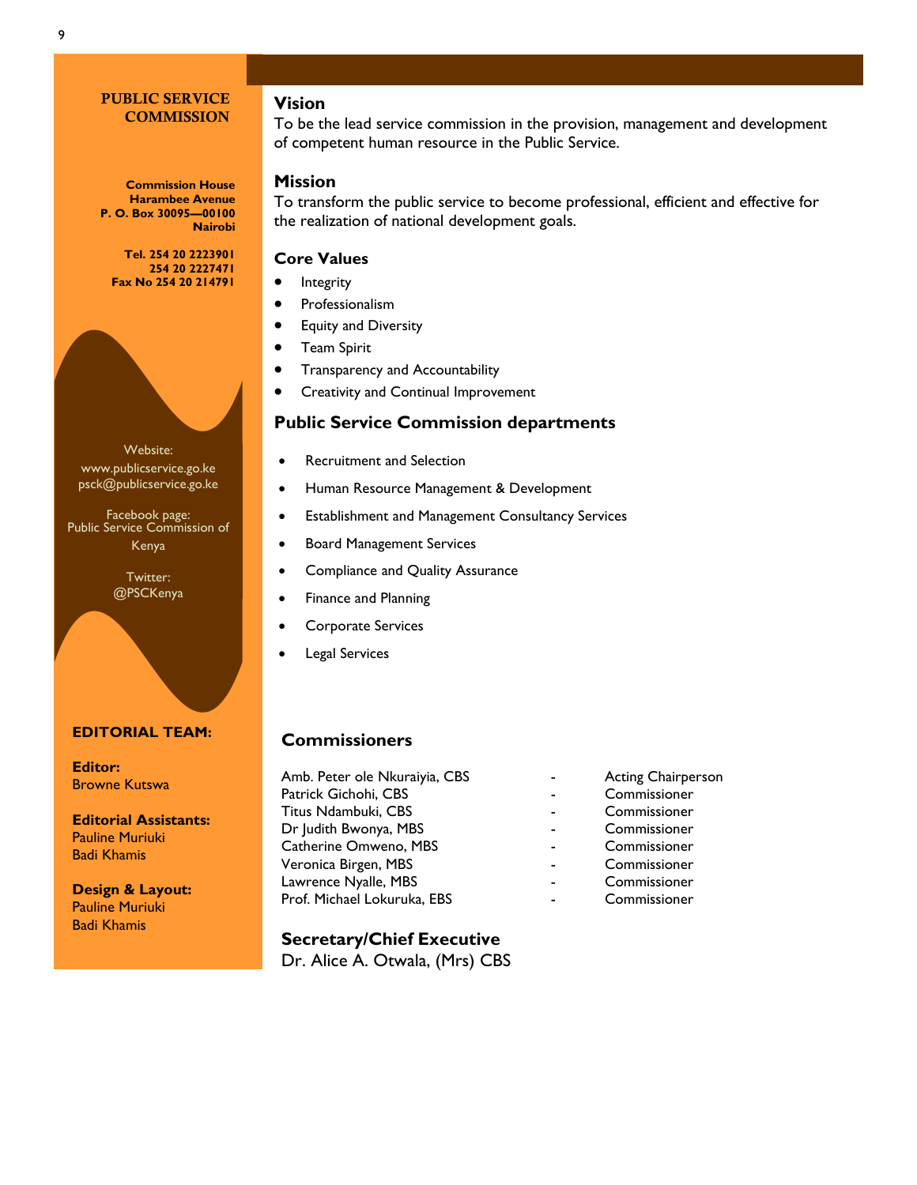## PUBLIC SERVICE COMMISSION

**Commission House**
**Harambee Avenue**
**P. O. Box 30095—00100**
**Nairobi**

**Tel. 254 20 2223901**
**254 20 2227471**
**Fax No 254 20 214791**

Website:
www.publicservice.go.ke
psck@publicservice.go.ke

Facebook page:
Public Service Commission of Kenya

Twitter:
@PSCKenya

**EDITORIAL TEAM:**

**Editor:**
Browne Kutswa

**Editorial Assistants:**
Pauline Muriuki
Badi Khamis

**Design & Layout:**
Pauline Muriuki
Badi Khamis

### Vision

To be the lead service commission in the provision, management and development of competent human resource in the Public Service.

### Mission

To transform the public service to become professional, efficient and effective for the realization of national development goals.

### Core Values

- Integrity
- Professionalism
- Equity and Diversity
- Team Spirit
- Transparency and Accountability
- Creativity and Continual Improvement

### Public Service Commission departments

- Recruitment and Selection
- Human Resource Management & Development
- Establishment and Management Consultancy Services
- Board Management Services
- Compliance and Quality Assurance
- Finance and Planning
- Corporate Services
- Legal Services

### Commissioners

| | | |
|---|---|---|
| Amb. Peter ole Nkuraiyia, CBS | - | Acting Chairperson |
| Patrick Gichohi, CBS | - | Commissioner |
| Titus Ndambuki, CBS | - | Commissioner |
| Dr Judith Bwonya, MBS | - | Commissioner |
| Catherine Omweno, MBS | - | Commissioner |
| Veronica Birgen, MBS | - | Commissioner |
| Lawrence Nyalle, MBS | - | Commissioner |
| Prof. Michael Lokuruka, EBS | - | Commissioner |

### Secretary/Chief Executive

Dr. Alice A. Otwala, (Mrs) CBS